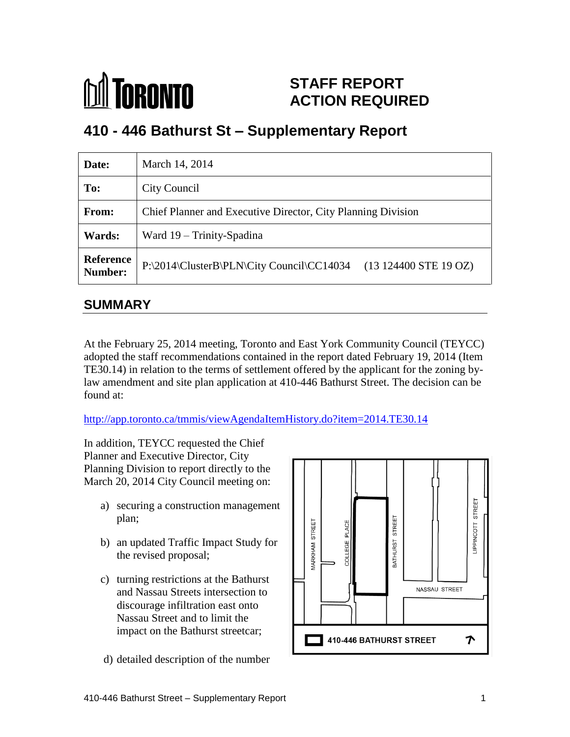# STAFF REPORT ACTION REQUIRED

## 410 - 446 Bathurst St – Supplementary Report

| Date: | March 14, 2014 |
|---|---|
| To: | City Council |
| From: | Chief Planner and Executive Director, City Planning Division |
| Wards: | Ward 19 – Trinity-Spadina |
| Reference Number: | P:\2014\ClusterB\PLN\City Council\CC14034 (13 124400 STE 19 OZ) |

## SUMMARY

At the February 25, 2014 meeting, Toronto and East York Community Council (TEYCC) adopted the staff recommendations contained in the report dated February 19, 2014 (Item TE30.14) in relation to the terms of settlement offered by the applicant for the zoning by-law amendment and site plan application at 410-446 Bathurst Street. The decision can be found at:

http://app.toronto.ca/tmmis/viewAgendaItemHistory.do?item=2014.TE30.14

In addition, TEYCC requested the Chief Planner and Executive Director, City Planning Division to report directly to the March 20, 2014 City Council meeting on:

a) securing a construction management plan;

b) an updated Traffic Impact Study for the revised proposal;

c) turning restrictions at the Bathurst and Nassau Streets intersection to discourage infiltration east onto Nassau Street and to limit the impact on the Bathurst streetcar;

d) detailed description of the number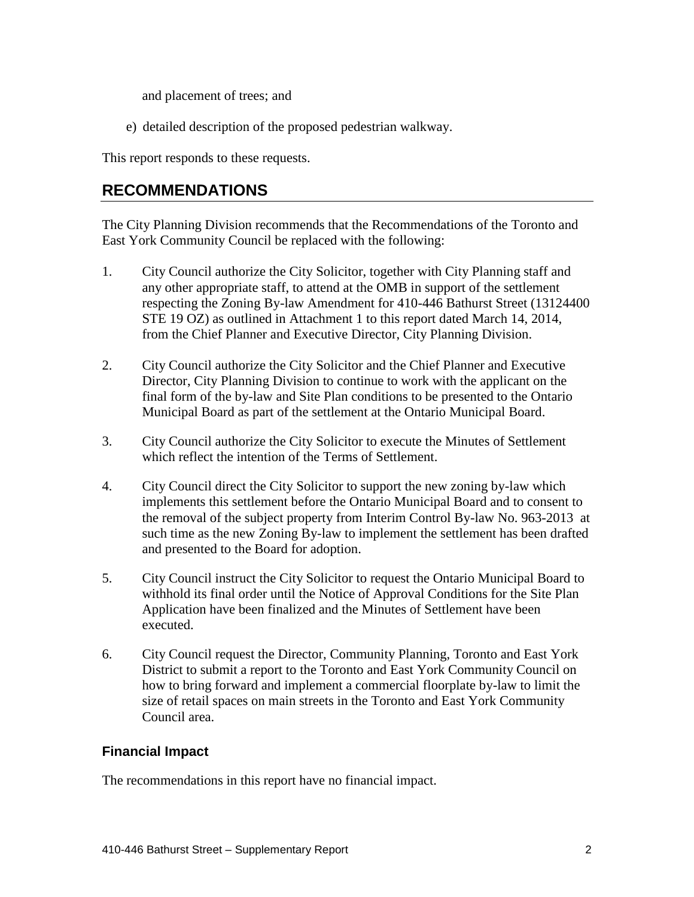and placement of trees; and

e) detailed description of the proposed pedestrian walkway.

This report responds to these requests.

## RECOMMENDATIONS

The City Planning Division recommends that the Recommendations of the Toronto and East York Community Council be replaced with the following:

1. City Council authorize the City Solicitor, together with City Planning staff and any other appropriate staff, to attend at the OMB in support of the settlement respecting the Zoning By-law Amendment for 410-446 Bathurst Street (13124400 STE 19 OZ) as outlined in Attachment 1 to this report dated March 14, 2014, from the Chief Planner and Executive Director, City Planning Division.

2. City Council authorize the City Solicitor and the Chief Planner and Executive Director, City Planning Division to continue to work with the applicant on the final form of the by-law and Site Plan conditions to be presented to the Ontario Municipal Board as part of the settlement at the Ontario Municipal Board.

3. City Council authorize the City Solicitor to execute the Minutes of Settlement which reflect the intention of the Terms of Settlement.

4. City Council direct the City Solicitor to support the new zoning by-law which implements this settlement before the Ontario Municipal Board and to consent to the removal of the subject property from Interim Control By-law No. 963-2013 at such time as the new Zoning By-law to implement the settlement has been drafted and presented to the Board for adoption.

5. City Council instruct the City Solicitor to request the Ontario Municipal Board to withhold its final order until the Notice of Approval Conditions for the Site Plan Application have been finalized and the Minutes of Settlement have been executed.

6. City Council request the Director, Community Planning, Toronto and East York District to submit a report to the Toronto and East York Community Council on how to bring forward and implement a commercial floorplate by-law to limit the size of retail spaces on main streets in the Toronto and East York Community Council area.

### Financial Impact

The recommendations in this report have no financial impact.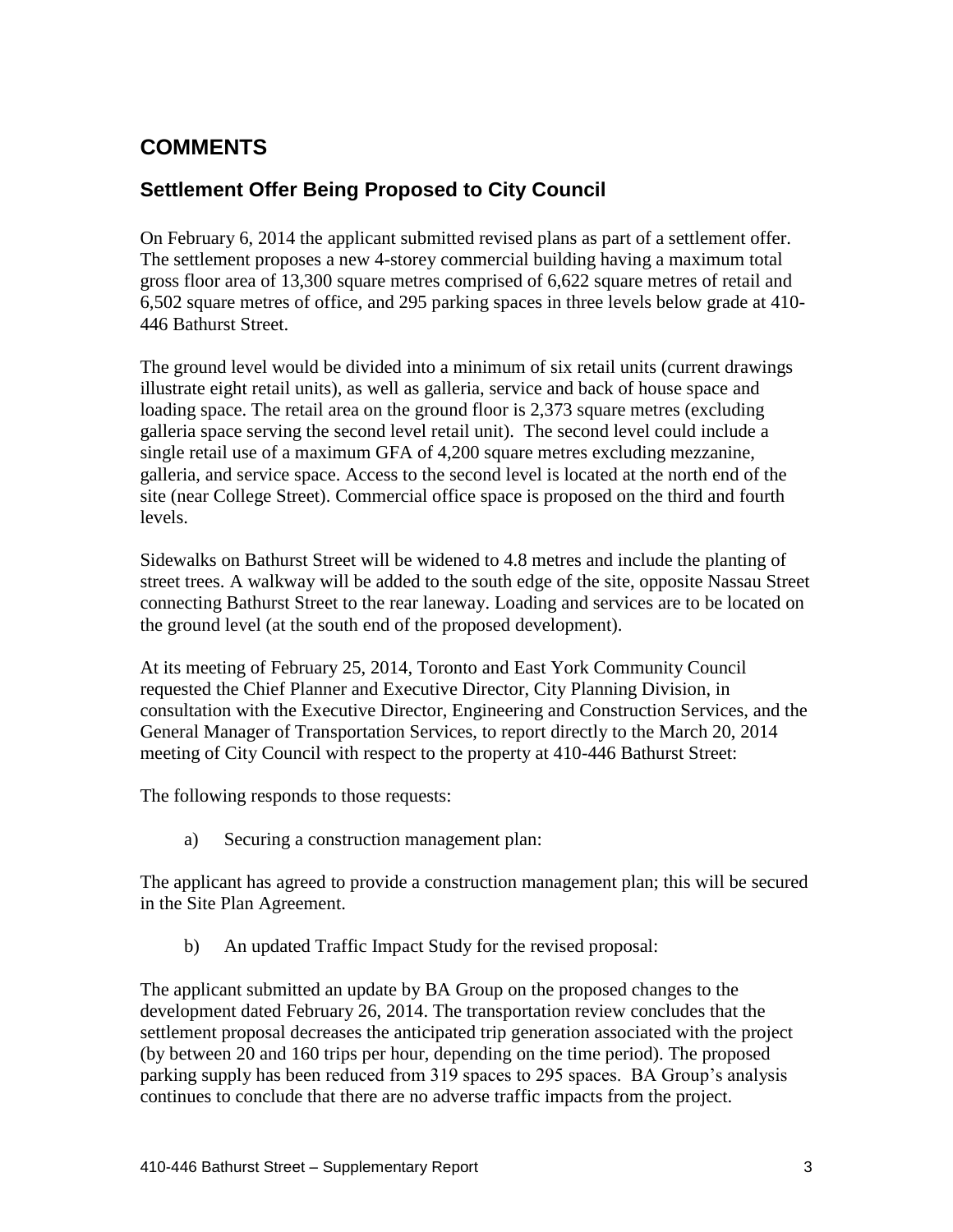# COMMENTS

## Settlement Offer Being Proposed to City Council

On February 6, 2014 the applicant submitted revised plans as part of a settlement offer. The settlement proposes a new 4-storey commercial building having a maximum total gross floor area of 13,300 square metres comprised of 6,622 square metres of retail and 6,502 square metres of office, and 295 parking spaces in three levels below grade at 410-446 Bathurst Street.

The ground level would be divided into a minimum of six retail units (current drawings illustrate eight retail units), as well as galleria, service and back of house space and loading space. The retail area on the ground floor is 2,373 square metres (excluding galleria space serving the second level retail unit). The second level could include a single retail use of a maximum GFA of 4,200 square metres excluding mezzanine, galleria, and service space. Access to the second level is located at the north end of the site (near College Street). Commercial office space is proposed on the third and fourth levels.

Sidewalks on Bathurst Street will be widened to 4.8 metres and include the planting of street trees. A walkway will be added to the south edge of the site, opposite Nassau Street connecting Bathurst Street to the rear laneway. Loading and services are to be located on the ground level (at the south end of the proposed development).

At its meeting of February 25, 2014, Toronto and East York Community Council requested the Chief Planner and Executive Director, City Planning Division, in consultation with the Executive Director, Engineering and Construction Services, and the General Manager of Transportation Services, to report directly to the March 20, 2014 meeting of City Council with respect to the property at 410-446 Bathurst Street:

The following responds to those requests:

a) Securing a construction management plan:

The applicant has agreed to provide a construction management plan; this will be secured in the Site Plan Agreement.

b) An updated Traffic Impact Study for the revised proposal:

The applicant submitted an update by BA Group on the proposed changes to the development dated February 26, 2014. The transportation review concludes that the settlement proposal decreases the anticipated trip generation associated with the project (by between 20 and 160 trips per hour, depending on the time period). The proposed parking supply has been reduced from 319 spaces to 295 spaces. BA Group's analysis continues to conclude that there are no adverse traffic impacts from the project.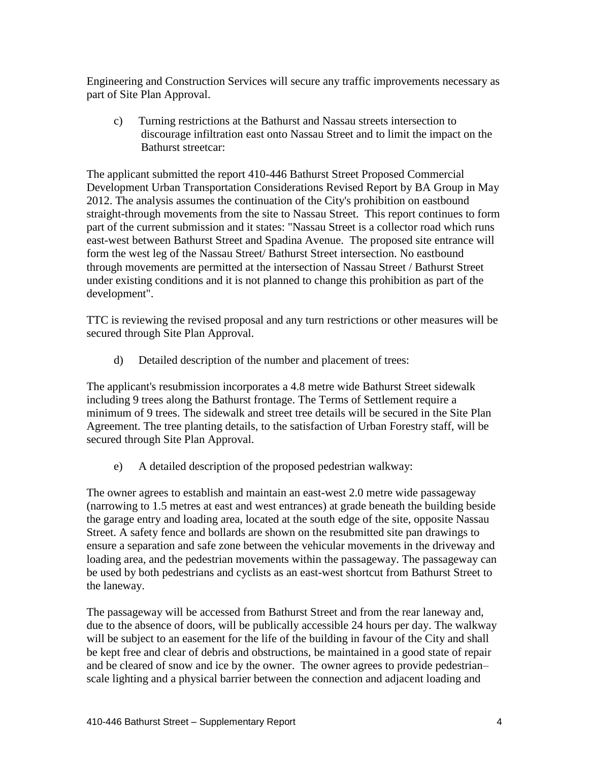Engineering and Construction Services will secure any traffic improvements necessary as part of Site Plan Approval.

c) Turning restrictions at the Bathurst and Nassau streets intersection to discourage infiltration east onto Nassau Street and to limit the impact on the Bathurst streetcar:

The applicant submitted the report 410-446 Bathurst Street Proposed Commercial Development Urban Transportation Considerations Revised Report by BA Group in May 2012. The analysis assumes the continuation of the City's prohibition on eastbound straight-through movements from the site to Nassau Street. This report continues to form part of the current submission and it states: "Nassau Street is a collector road which runs east-west between Bathurst Street and Spadina Avenue. The proposed site entrance will form the west leg of the Nassau Street/ Bathurst Street intersection. No eastbound through movements are permitted at the intersection of Nassau Street / Bathurst Street under existing conditions and it is not planned to change this prohibition as part of the development".

TTC is reviewing the revised proposal and any turn restrictions or other measures will be secured through Site Plan Approval.

d) Detailed description of the number and placement of trees:

The applicant's resubmission incorporates a 4.8 metre wide Bathurst Street sidewalk including 9 trees along the Bathurst frontage. The Terms of Settlement require a minimum of 9 trees. The sidewalk and street tree details will be secured in the Site Plan Agreement. The tree planting details, to the satisfaction of Urban Forestry staff, will be secured through Site Plan Approval.

e) A detailed description of the proposed pedestrian walkway:

The owner agrees to establish and maintain an east-west 2.0 metre wide passageway (narrowing to 1.5 metres at east and west entrances) at grade beneath the building beside the garage entry and loading area, located at the south edge of the site, opposite Nassau Street. A safety fence and bollards are shown on the resubmitted site pan drawings to ensure a separation and safe zone between the vehicular movements in the driveway and loading area, and the pedestrian movements within the passageway. The passageway can be used by both pedestrians and cyclists as an east-west shortcut from Bathurst Street to the laneway.

The passageway will be accessed from Bathurst Street and from the rear laneway and, due to the absence of doors, will be publically accessible 24 hours per day. The walkway will be subject to an easement for the life of the building in favour of the City and shall be kept free and clear of debris and obstructions, be maintained in a good state of repair and be cleared of snow and ice by the owner. The owner agrees to provide pedestrian–scale lighting and a physical barrier between the connection and adjacent loading and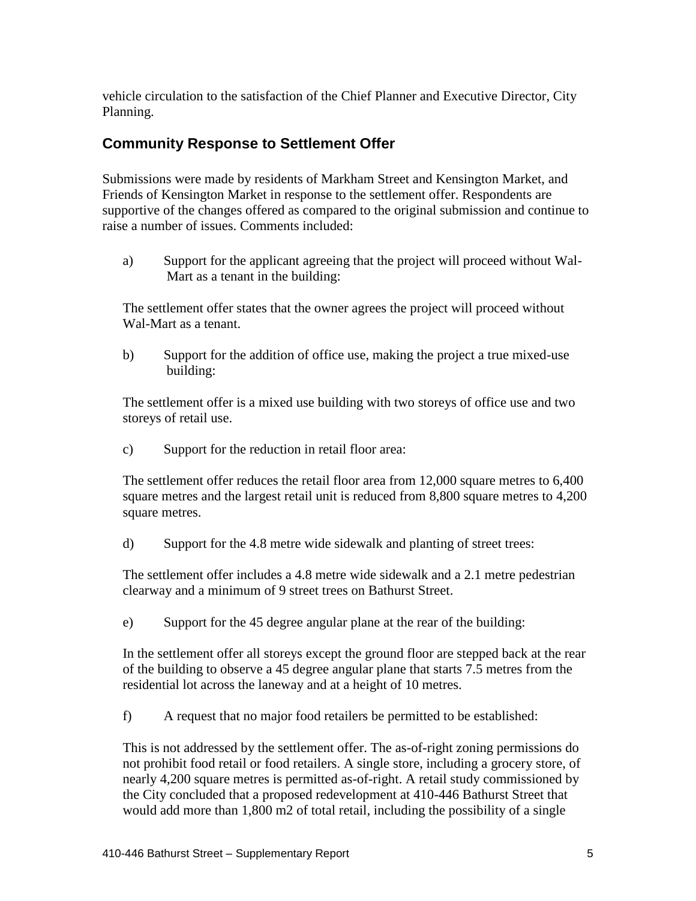vehicle circulation to the satisfaction of the Chief Planner and Executive Director, City Planning.

## Community Response to Settlement Offer

Submissions were made by residents of Markham Street and Kensington Market, and Friends of Kensington Market in response to the settlement offer. Respondents are supportive of the changes offered as compared to the original submission and continue to raise a number of issues. Comments included:

a) Support for the applicant agreeing that the project will proceed without Wal-Mart as a tenant in the building:

The settlement offer states that the owner agrees the project will proceed without Wal-Mart as a tenant.

b) Support for the addition of office use, making the project a true mixed-use building:

The settlement offer is a mixed use building with two storeys of office use and two storeys of retail use.

c) Support for the reduction in retail floor area:

The settlement offer reduces the retail floor area from 12,000 square metres to 6,400 square metres and the largest retail unit is reduced from 8,800 square metres to 4,200 square metres.

d) Support for the 4.8 metre wide sidewalk and planting of street trees:

The settlement offer includes a 4.8 metre wide sidewalk and a 2.1 metre pedestrian clearway and a minimum of 9 street trees on Bathurst Street.

e) Support for the 45 degree angular plane at the rear of the building:

In the settlement offer all storeys except the ground floor are stepped back at the rear of the building to observe a 45 degree angular plane that starts 7.5 metres from the residential lot across the laneway and at a height of 10 metres.

f) A request that no major food retailers be permitted to be established:

This is not addressed by the settlement offer. The as-of-right zoning permissions do not prohibit food retail or food retailers. A single store, including a grocery store, of nearly 4,200 square metres is permitted as-of-right. A retail study commissioned by the City concluded that a proposed redevelopment at 410-446 Bathurst Street that would add more than 1,800 m2 of total retail, including the possibility of a single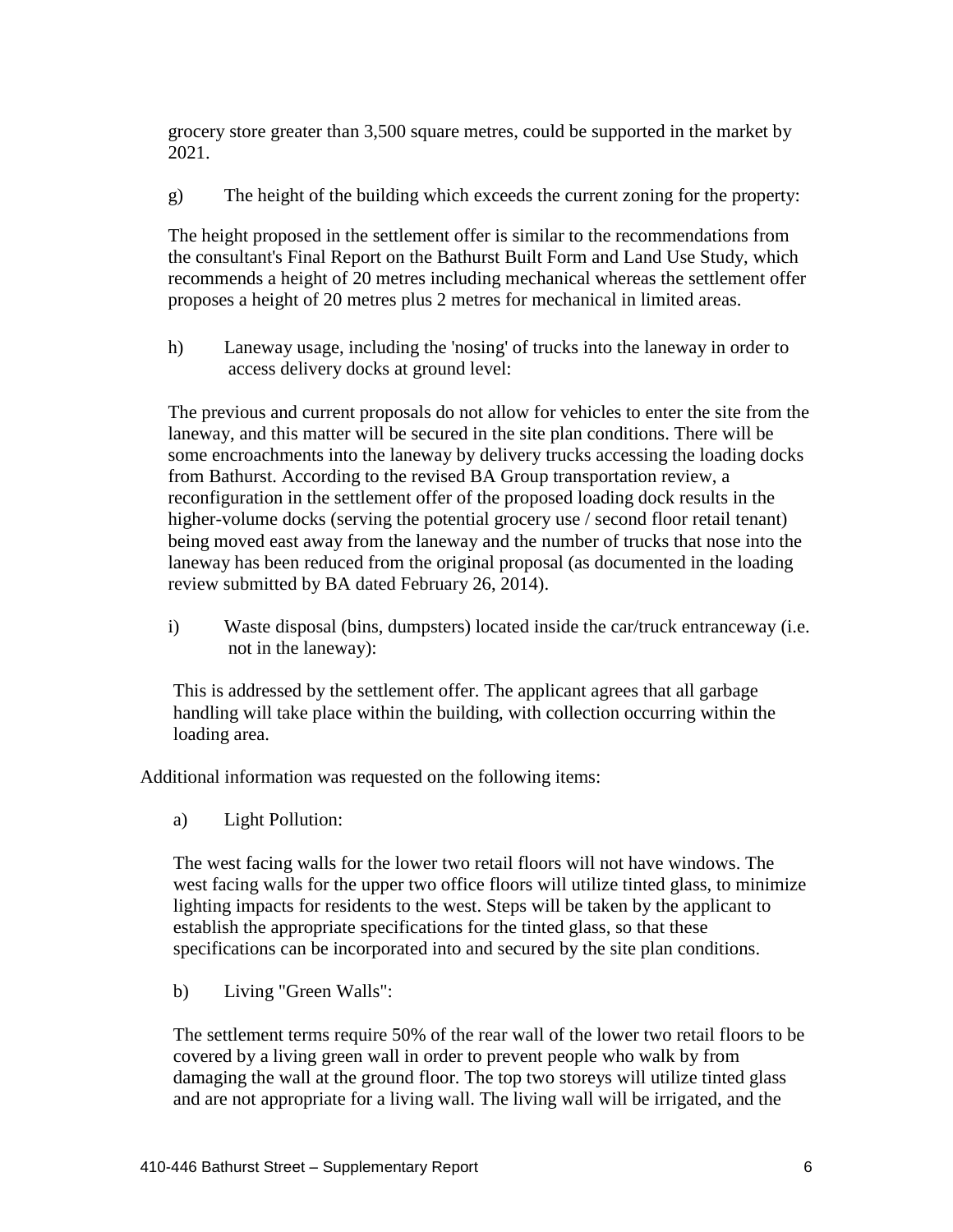grocery store greater than 3,500 square metres, could be supported in the market by 2021.

g) The height of the building which exceeds the current zoning for the property:

The height proposed in the settlement offer is similar to the recommendations from the consultant's Final Report on the Bathurst Built Form and Land Use Study, which recommends a height of 20 metres including mechanical whereas the settlement offer proposes a height of 20 metres plus 2 metres for mechanical in limited areas.

h) Laneway usage, including the 'nosing' of trucks into the laneway in order to access delivery docks at ground level:

The previous and current proposals do not allow for vehicles to enter the site from the laneway, and this matter will be secured in the site plan conditions. There will be some encroachments into the laneway by delivery trucks accessing the loading docks from Bathurst. According to the revised BA Group transportation review, a reconfiguration in the settlement offer of the proposed loading dock results in the higher-volume docks (serving the potential grocery use / second floor retail tenant) being moved east away from the laneway and the number of trucks that nose into the laneway has been reduced from the original proposal (as documented in the loading review submitted by BA dated February 26, 2014).

i) Waste disposal (bins, dumpsters) located inside the car/truck entranceway (i.e. not in the laneway):

This is addressed by the settlement offer. The applicant agrees that all garbage handling will take place within the building, with collection occurring within the loading area.

Additional information was requested on the following items:

a) Light Pollution:

The west facing walls for the lower two retail floors will not have windows. The west facing walls for the upper two office floors will utilize tinted glass, to minimize lighting impacts for residents to the west. Steps will be taken by the applicant to establish the appropriate specifications for the tinted glass, so that these specifications can be incorporated into and secured by the site plan conditions.

b) Living "Green Walls":

The settlement terms require 50% of the rear wall of the lower two retail floors to be covered by a living green wall in order to prevent people who walk by from damaging the wall at the ground floor. The top two storeys will utilize tinted glass and are not appropriate for a living wall. The living wall will be irrigated, and the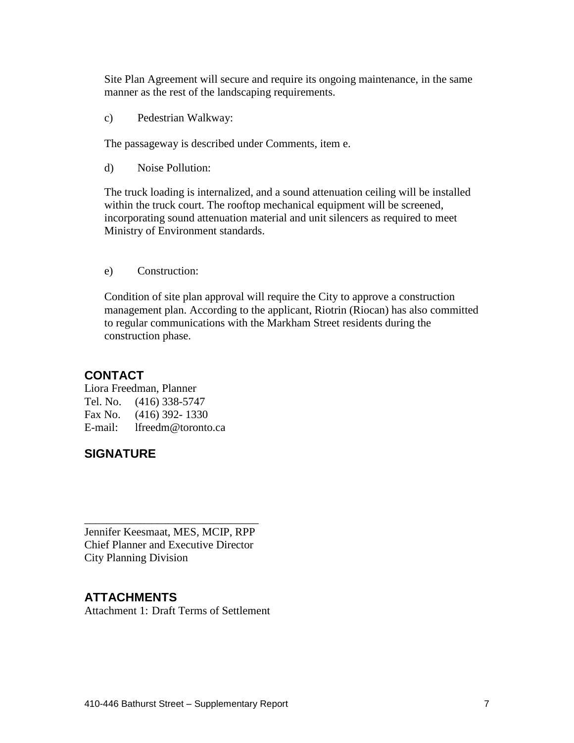Site Plan Agreement will secure and require its ongoing maintenance, in the same manner as the rest of the landscaping requirements.

c) Pedestrian Walkway:

The passageway is described under Comments, item e.

d) Noise Pollution:

The truck loading is internalized, and a sound attenuation ceiling will be installed within the truck court. The rooftop mechanical equipment will be screened, incorporating sound attenuation material and unit silencers as required to meet Ministry of Environment standards.

e) Construction:

Condition of site plan approval will require the City to approve a construction management plan. According to the applicant, Riotrin (Riocan) has also committed to regular communications with the Markham Street residents during the construction phase.

## CONTACT

Liora Freedman, Planner
Tel. No. (416) 338-5747
Fax No. (416) 392- 1330
E-mail: lfreedm@toronto.ca

## SIGNATURE

_______________________________
Jennifer Keesmaat, MES, MCIP, RPP
Chief Planner and Executive Director
City Planning Division

## ATTACHMENTS

Attachment 1: Draft Terms of Settlement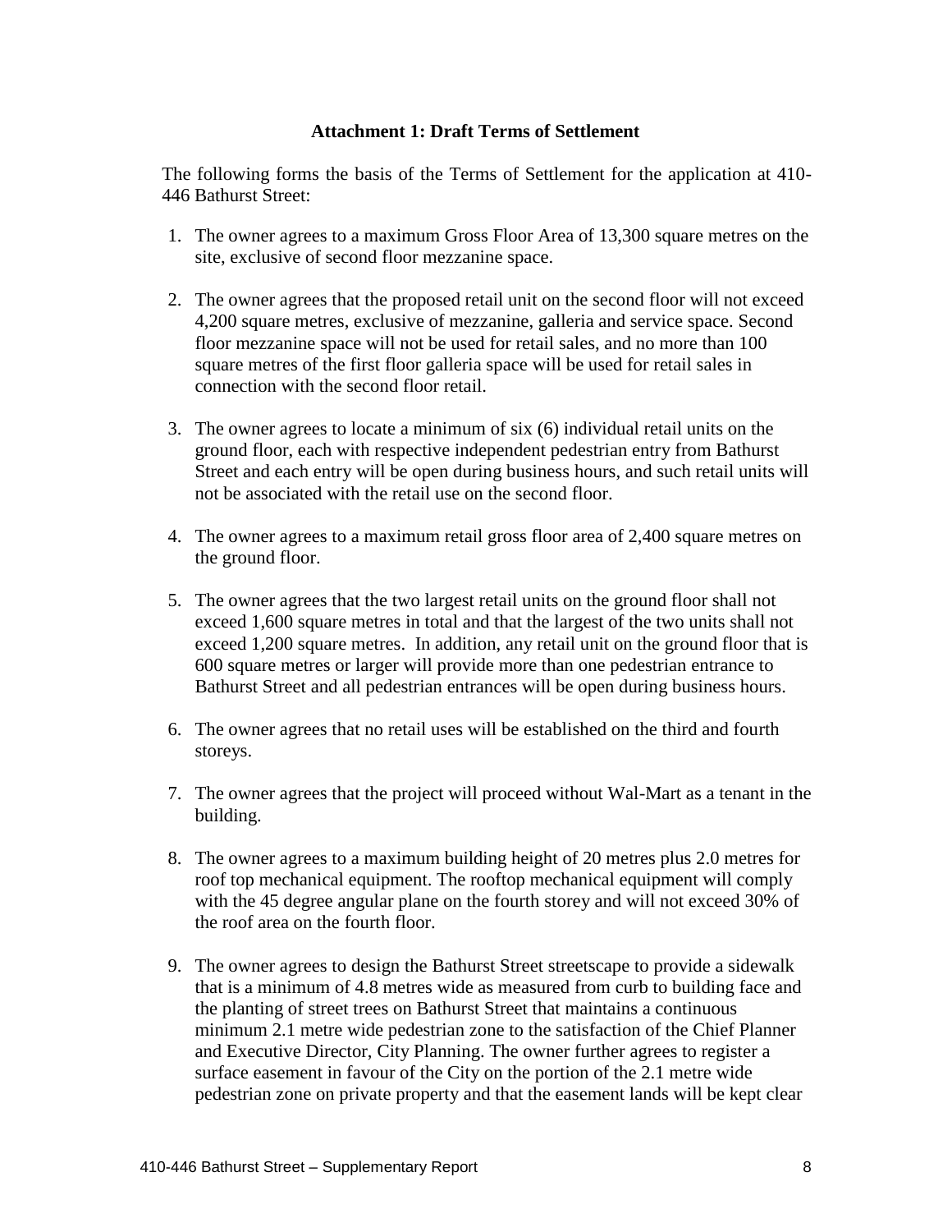**Attachment 1: Draft Terms of Settlement**

The following forms the basis of the Terms of Settlement for the application at 410-446 Bathurst Street:

1. The owner agrees to a maximum Gross Floor Area of 13,300 square metres on the site, exclusive of second floor mezzanine space.

2. The owner agrees that the proposed retail unit on the second floor will not exceed 4,200 square metres, exclusive of mezzanine, galleria and service space. Second floor mezzanine space will not be used for retail sales, and no more than 100 square metres of the first floor galleria space will be used for retail sales in connection with the second floor retail.

3. The owner agrees to locate a minimum of six (6) individual retail units on the ground floor, each with respective independent pedestrian entry from Bathurst Street and each entry will be open during business hours, and such retail units will not be associated with the retail use on the second floor.

4. The owner agrees to a maximum retail gross floor area of 2,400 square metres on the ground floor.

5. The owner agrees that the two largest retail units on the ground floor shall not exceed 1,600 square metres in total and that the largest of the two units shall not exceed 1,200 square metres. In addition, any retail unit on the ground floor that is 600 square metres or larger will provide more than one pedestrian entrance to Bathurst Street and all pedestrian entrances will be open during business hours.

6. The owner agrees that no retail uses will be established on the third and fourth storeys.

7. The owner agrees that the project will proceed without Wal-Mart as a tenant in the building.

8. The owner agrees to a maximum building height of 20 metres plus 2.0 metres for roof top mechanical equipment. The rooftop mechanical equipment will comply with the 45 degree angular plane on the fourth storey and will not exceed 30% of the roof area on the fourth floor.

9. The owner agrees to design the Bathurst Street streetscape to provide a sidewalk that is a minimum of 4.8 metres wide as measured from curb to building face and the planting of street trees on Bathurst Street that maintains a continuous minimum 2.1 metre wide pedestrian zone to the satisfaction of the Chief Planner and Executive Director, City Planning. The owner further agrees to register a surface easement in favour of the City on the portion of the 2.1 metre wide pedestrian zone on private property and that the easement lands will be kept clear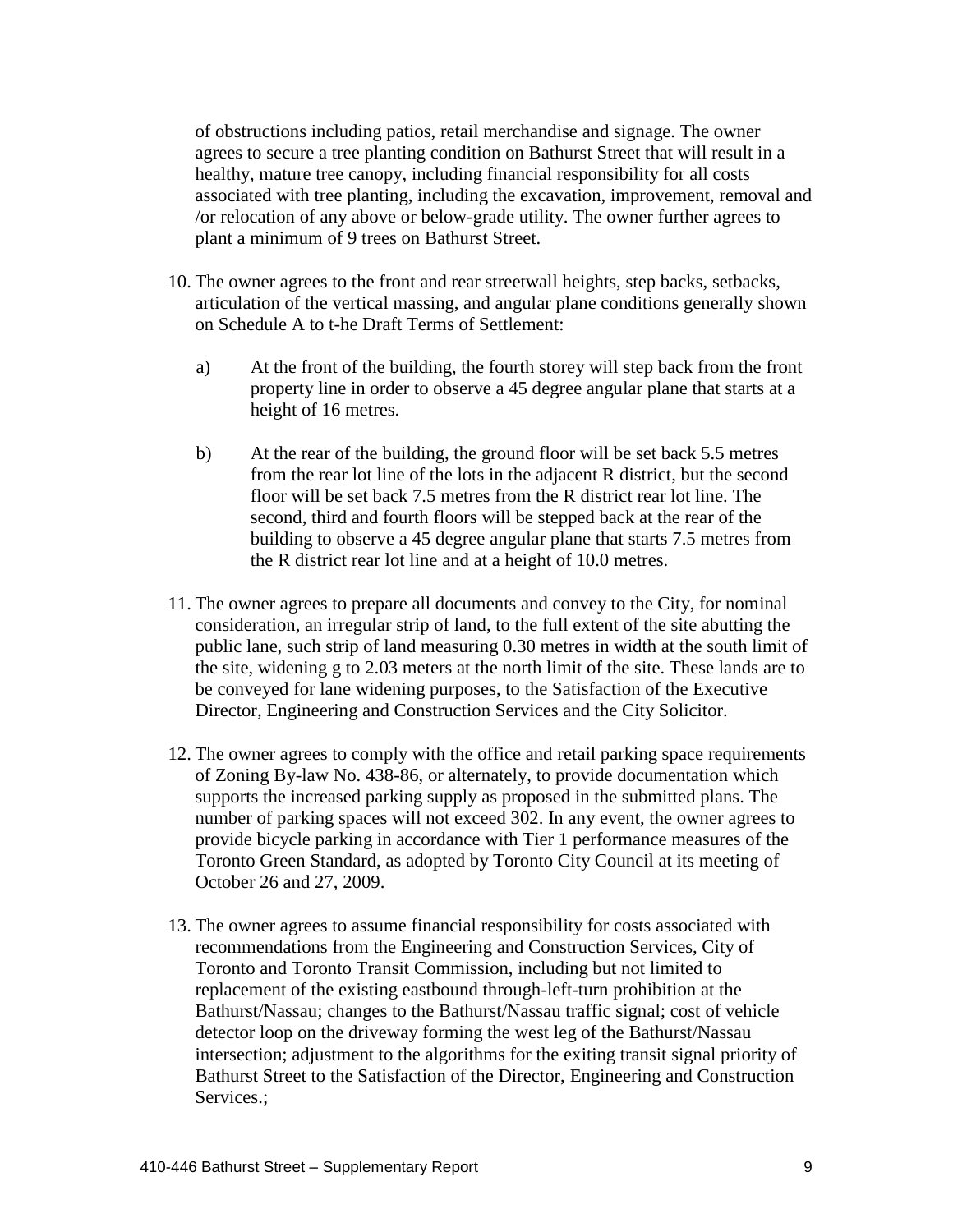of obstructions including patios, retail merchandise and signage. The owner agrees to secure a tree planting condition on Bathurst Street that will result in a healthy, mature tree canopy, including financial responsibility for all costs associated with tree planting, including the excavation, improvement, removal and /or relocation of any above or below-grade utility. The owner further agrees to plant a minimum of 9 trees on Bathurst Street.

10. The owner agrees to the front and rear streetwall heights, step backs, setbacks, articulation of the vertical massing, and angular plane conditions generally shown on Schedule A to t-he Draft Terms of Settlement:

    a) At the front of the building, the fourth storey will step back from the front property line in order to observe a 45 degree angular plane that starts at a height of 16 metres.

    b) At the rear of the building, the ground floor will be set back 5.5 metres from the rear lot line of the lots in the adjacent R district, but the second floor will be set back 7.5 metres from the R district rear lot line. The second, third and fourth floors will be stepped back at the rear of the building to observe a 45 degree angular plane that starts 7.5 metres from the R district rear lot line and at a height of 10.0 metres.

11. The owner agrees to prepare all documents and convey to the City, for nominal consideration, an irregular strip of land, to the full extent of the site abutting the public lane, such strip of land measuring 0.30 metres in width at the south limit of the site, widening g to 2.03 meters at the north limit of the site. These lands are to be conveyed for lane widening purposes, to the Satisfaction of the Executive Director, Engineering and Construction Services and the City Solicitor.

12. The owner agrees to comply with the office and retail parking space requirements of Zoning By-law No. 438-86, or alternately, to provide documentation which supports the increased parking supply as proposed in the submitted plans. The number of parking spaces will not exceed 302. In any event, the owner agrees to provide bicycle parking in accordance with Tier 1 performance measures of the Toronto Green Standard, as adopted by Toronto City Council at its meeting of October 26 and 27, 2009.

13. The owner agrees to assume financial responsibility for costs associated with recommendations from the Engineering and Construction Services, City of Toronto and Toronto Transit Commission, including but not limited to replacement of the existing eastbound through-left-turn prohibition at the Bathurst/Nassau; changes to the Bathurst/Nassau traffic signal; cost of vehicle detector loop on the driveway forming the west leg of the Bathurst/Nassau intersection; adjustment to the algorithms for the exiting transit signal priority of Bathurst Street to the Satisfaction of the Director, Engineering and Construction Services.;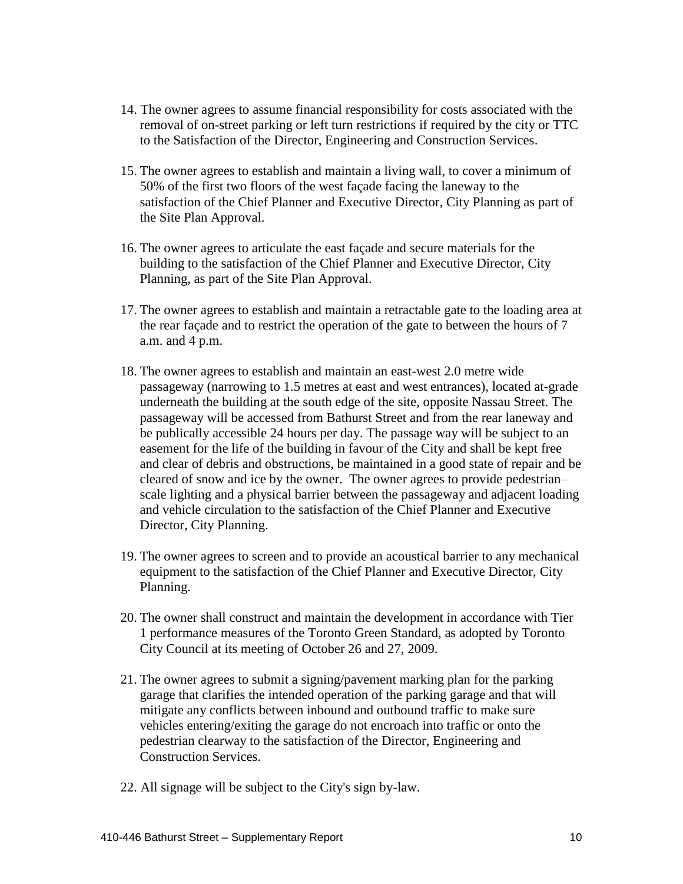14. The owner agrees to assume financial responsibility for costs associated with the removal of on-street parking or left turn restrictions if required by the city or TTC to the Satisfaction of the Director, Engineering and Construction Services.

15. The owner agrees to establish and maintain a living wall, to cover a minimum of 50% of the first two floors of the west façade facing the laneway to the satisfaction of the Chief Planner and Executive Director, City Planning as part of the Site Plan Approval.

16. The owner agrees to articulate the east façade and secure materials for the building to the satisfaction of the Chief Planner and Executive Director, City Planning, as part of the Site Plan Approval.

17. The owner agrees to establish and maintain a retractable gate to the loading area at the rear façade and to restrict the operation of the gate to between the hours of 7 a.m. and 4 p.m.

18. The owner agrees to establish and maintain an east-west 2.0 metre wide passageway (narrowing to 1.5 metres at east and west entrances), located at-grade underneath the building at the south edge of the site, opposite Nassau Street. The passageway will be accessed from Bathurst Street and from the rear laneway and be publically accessible 24 hours per day. The passage way will be subject to an easement for the life of the building in favour of the City and shall be kept free and clear of debris and obstructions, be maintained in a good state of repair and be cleared of snow and ice by the owner. The owner agrees to provide pedestrian–scale lighting and a physical barrier between the passageway and adjacent loading and vehicle circulation to the satisfaction of the Chief Planner and Executive Director, City Planning.

19. The owner agrees to screen and to provide an acoustical barrier to any mechanical equipment to the satisfaction of the Chief Planner and Executive Director, City Planning.

20. The owner shall construct and maintain the development in accordance with Tier 1 performance measures of the Toronto Green Standard, as adopted by Toronto City Council at its meeting of October 26 and 27, 2009.

21. The owner agrees to submit a signing/pavement marking plan for the parking garage that clarifies the intended operation of the parking garage and that will mitigate any conflicts between inbound and outbound traffic to make sure vehicles entering/exiting the garage do not encroach into traffic or onto the pedestrian clearway to the satisfaction of the Director, Engineering and Construction Services.

22. All signage will be subject to the City's sign by-law.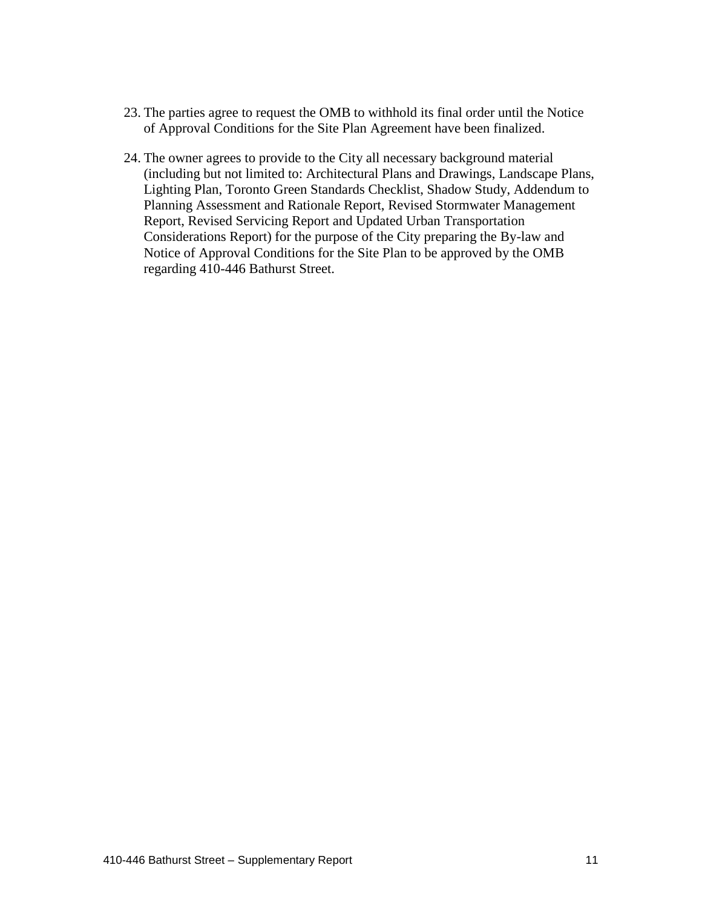23. The parties agree to request the OMB to withhold its final order until the Notice of Approval Conditions for the Site Plan Agreement have been finalized.

24. The owner agrees to provide to the City all necessary background material (including but not limited to: Architectural Plans and Drawings, Landscape Plans, Lighting Plan, Toronto Green Standards Checklist, Shadow Study, Addendum to Planning Assessment and Rationale Report, Revised Stormwater Management Report, Revised Servicing Report and Updated Urban Transportation Considerations Report) for the purpose of the City preparing the By-law and Notice of Approval Conditions for the Site Plan to be approved by the OMB regarding 410-446 Bathurst Street.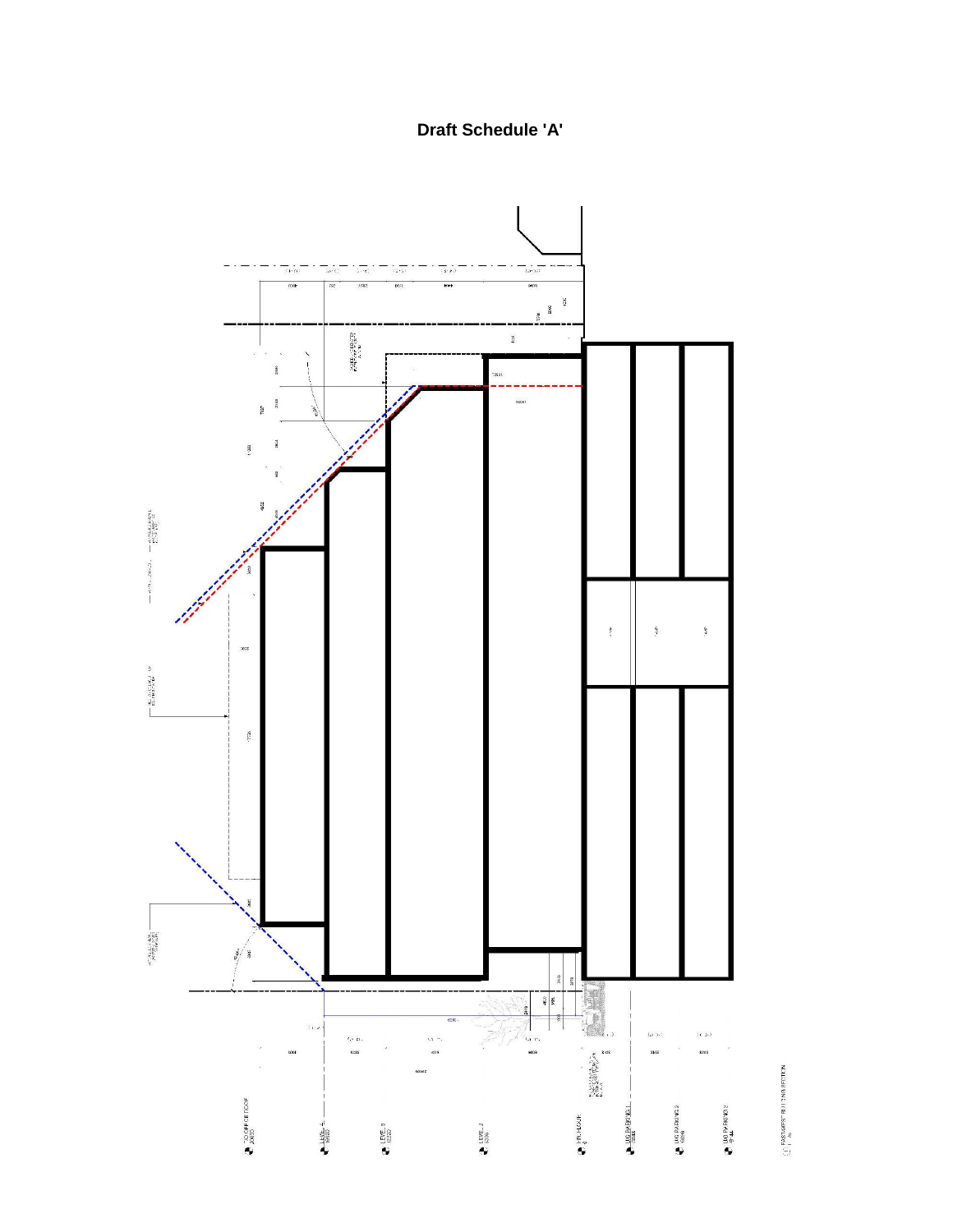# Draft Schedule 'A'